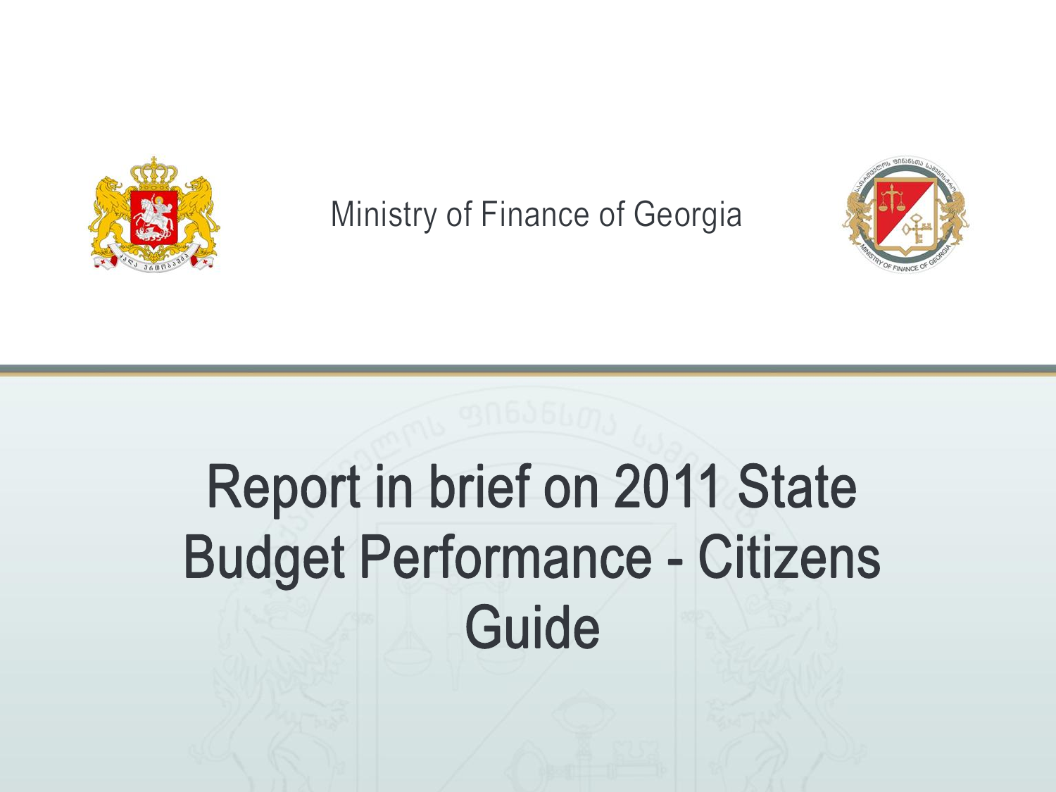Ministry of Finance of Georgia

# Report in brief on 2011 State Budget Performance - Citizens Guide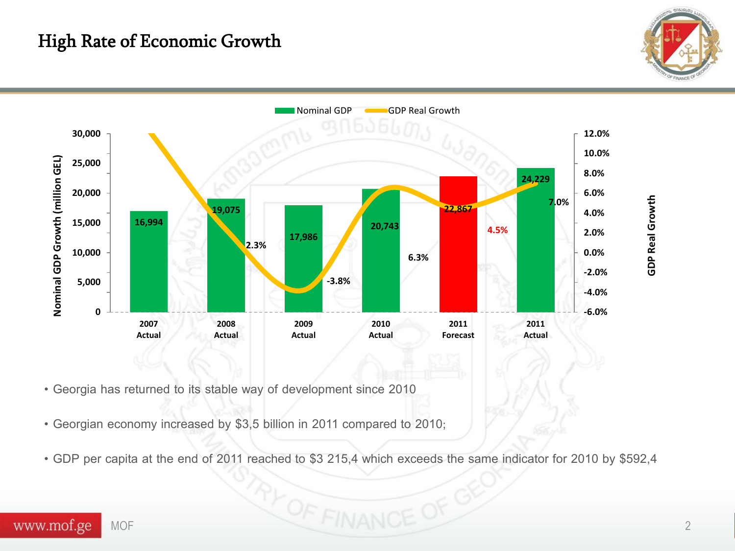# High Rate of Economic Growth

| | Nominal GDP (million GEL) | GDP Real Growth |
|---|---|---|
| 2007 Actual | 16,994 | |
| 2008 Actual | 19,075 | 2.3% |
| 2009 Actual | 17,986 | -3.8% |
| 2010 Actual | 20,743 | 6.3% |
| 2011 Forecast | 22,867 | 4.5% |
| 2011 Actual | 24,229 | 7.0% |

- Georgia has returned to its stable way of development since 2010
- Georgian economy increased by $3,5 billion in 2011 compared to 2010;
- GDP per capita at the end of 2011 reached to $3 215,4 which exceeds the same indicator for 2010 by $592,4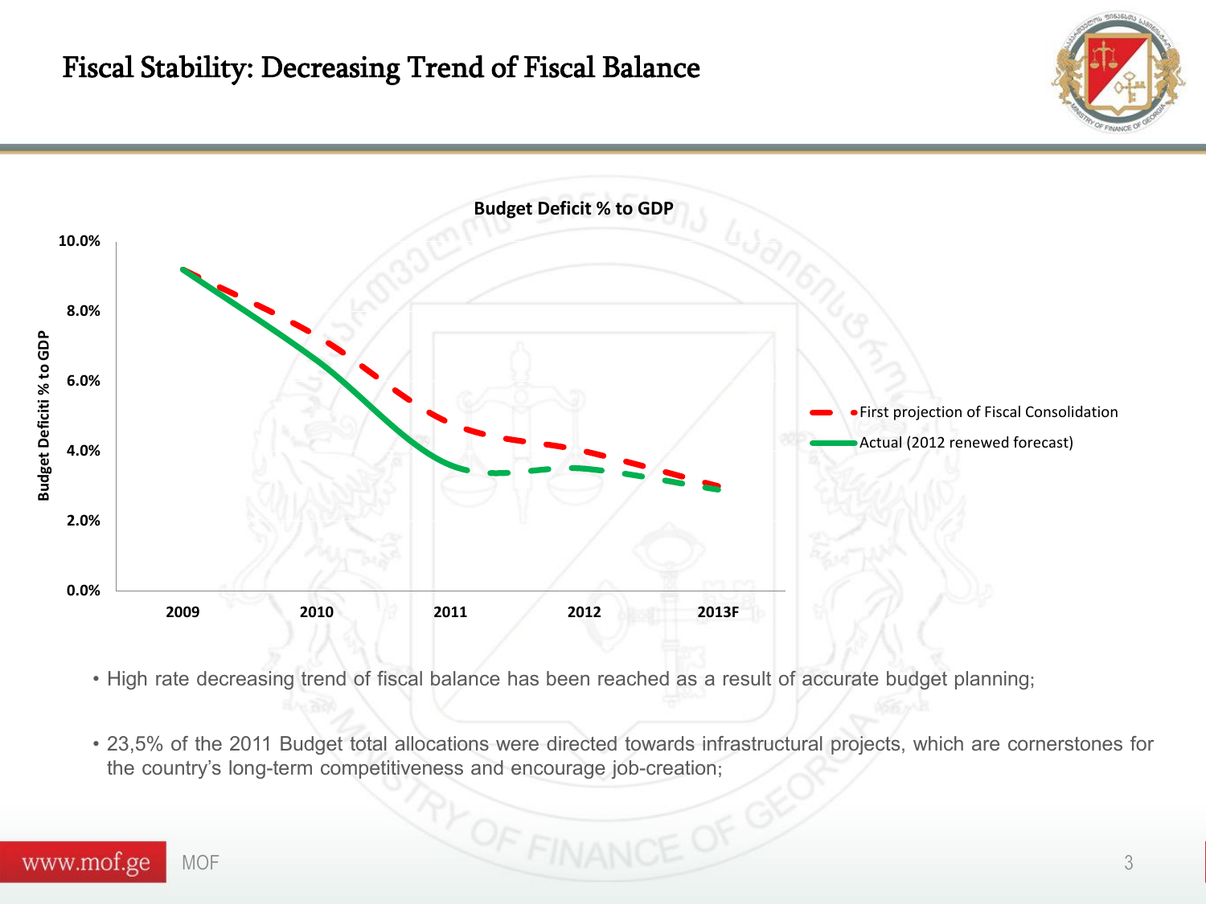# Fiscal Stability: Decreasing Trend of Fiscal Balance

**Budget Deficit % to GDP**

- High rate decreasing trend of fiscal balance has been reached as a result of accurate budget planning;
- 23,5% of the 2011 Budget total allocations were directed towards infrastructural projects, which are cornerstones for the country's long-term competitiveness and encourage job-creation;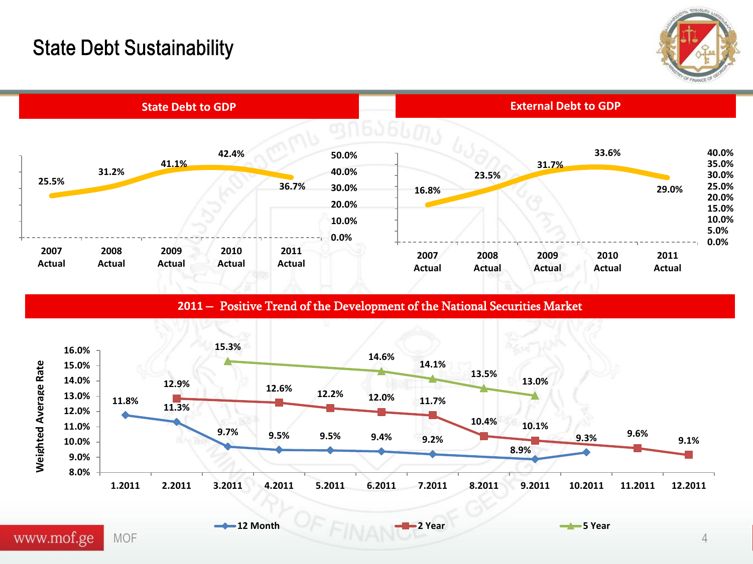# State Debt Sustainability

## State Debt to GDP

| | 2007 Actual | 2008 Actual | 2009 Actual | 2010 Actual | 2011 Actual |
|---|---|---|---|---|---|
| State Debt to GDP | 25.5% | 31.2% | 41.1% | 42.4% | 36.7% |

## External Debt to GDP

| | 2007 Actual | 2008 Actual | 2009 Actual | 2010 Actual | 2011 Actual |
|---|---|---|---|---|---|
| External Debt to GDP | 16.8% | 23.5% | 31.7% | 33.6% | 29.0% |

## 2011 – Positive Trend of the Development of the National Securities Market

Weighted Average Rate

| | 1.2011 | 2.2011 | 3.2011 | 4.2011 | 5.2011 | 6.2011 | 7.2011 | 8.2011 | 9.2011 | 10.2011 | 11.2011 | 12.2011 |
|---|---|---|---|---|---|---|---|---|---|---|---|---|
| 12 Month | 11.8% | 11.3% | 9.7% | 9.5% | 9.5% | 9.4% | 9.2% | | 8.9% | 9.3% | | |
| 2 Year | | 12.9% | | 12.6% | 12.2% | 12.0% | 11.7% | 10.4% | 10.1% | | 9.6% | 9.1% |
| 5 Year | | | 15.3% | | | 14.6% | 14.1% | 13.5% | 13.0% | | | |

www.mof.ge MOF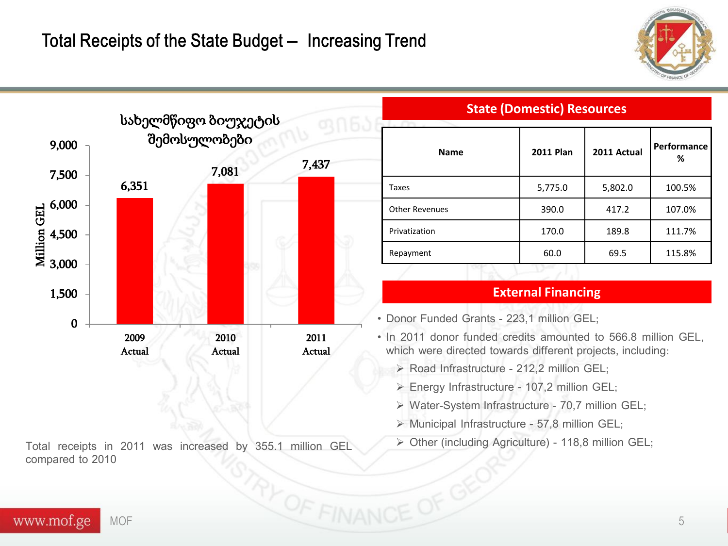# Total Receipts of the State Budget – Increasing Trend

სახელმწიფო ბიუჯეტის შემოსულობები

| | 2009 Actual | 2010 Actual | 2011 Actual |
|---|---|---|---|
| Million GEL | 6,351 | 7,081 | 7,437 |

Total receipts in 2011 was increased by 355.1 million GEL compared to 2010

## State (Domestic) Resources

| Name | 2011 Plan | 2011 Actual | Performance % |
|---|---|---|---|
| Taxes | 5,775.0 | 5,802.0 | 100.5% |
| Other Revenues | 390.0 | 417.2 | 107.0% |
| Privatization | 170.0 | 189.8 | 111.7% |
| Repayment | 60.0 | 69.5 | 115.8% |

## External Financing

- Donor Funded Grants - 223,1 million GEL;
- In 2011 donor funded credits amounted to 566.8 million GEL, which were directed towards different projects, including:
  - Road Infrastructure - 212,2 million GEL;
  - Energy Infrastructure - 107,2 million GEL;
  - Water-System Infrastructure - 70,7 million GEL;
  - Municipal Infrastructure - 57,8 million GEL;
  - Other (including Agriculture) - 118,8 million GEL;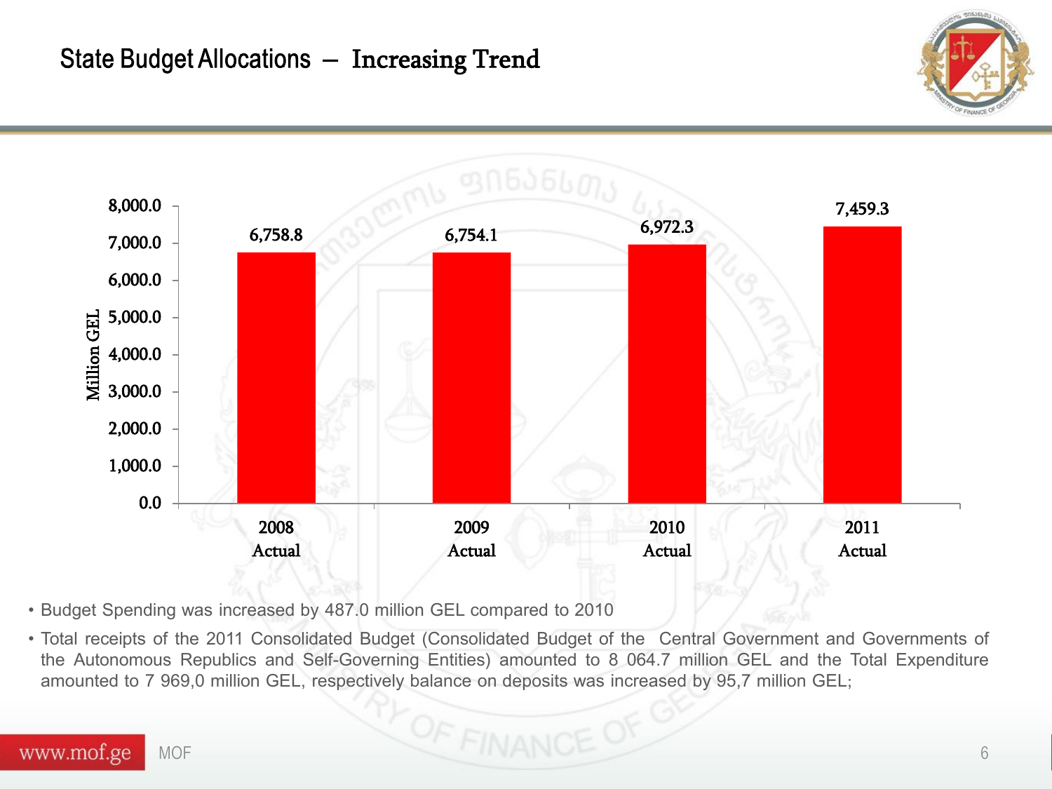# State Budget Allocations – Increasing Trend

| Year | Million GEL |
|---|---|
| 2008 Actual | 6,758.8 |
| 2009 Actual | 6,754.1 |
| 2010 Actual | 6,972.3 |
| 2011 Actual | 7,459.3 |

- Budget Spending was increased by 487.0 million GEL compared to 2010
- Total receipts of the 2011 Consolidated Budget (Consolidated Budget of the Central Government and Governments of the Autonomous Republics and Self-Governing Entities) amounted to 8 064.7 million GEL and the Total Expenditure amounted to 7 969,0 million GEL, respectively balance on deposits was increased by 95,7 million GEL;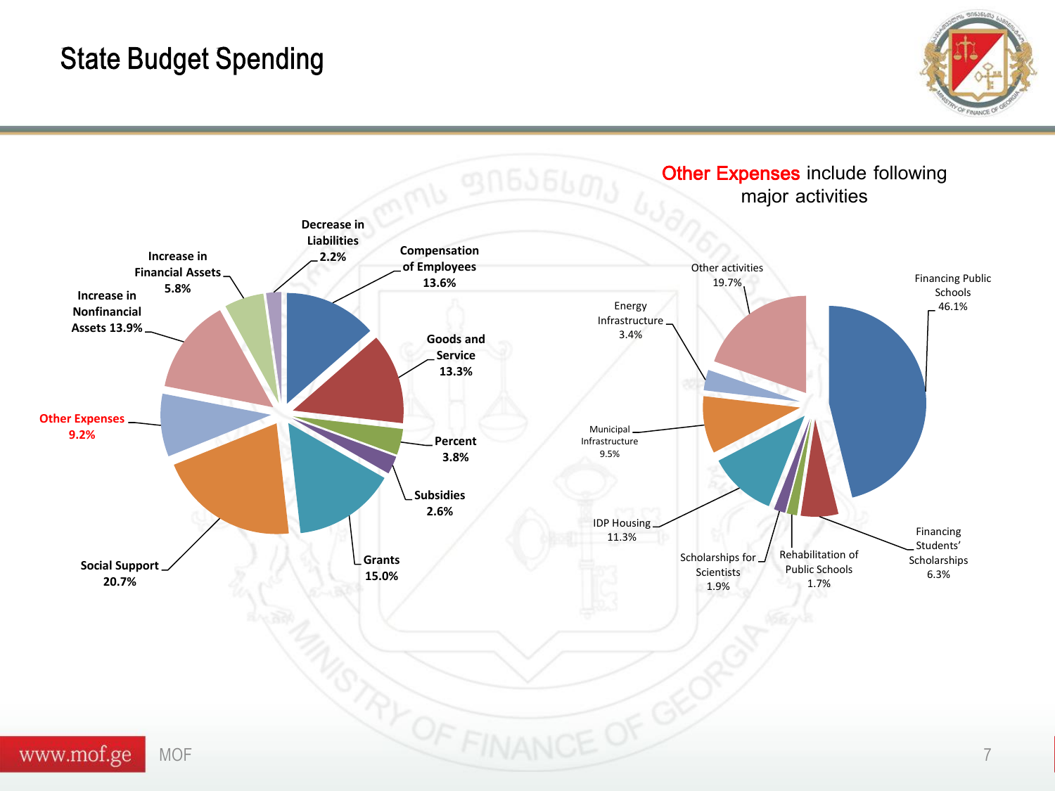# State Budget Spending

| Category | Share |
|---|---|
| Compensation of Employees | 13.6% |
| Goods and Service | 13.3% |
| Percent | 3.8% |
| Subsidies | 2.6% |
| Grants | 15.0% |
| Social Support | 20.7% |
| Other Expenses | 9.2% |
| Increase in Nonfinancial Assets | 13.9% |
| Increase in Financial Assets | 5.8% |
| Decrease in Liabilities | 2.2% |

**Other Expenses** include following major activities

| Activity | Share |
|---|---|
| Financing Public Schools | 46.1% |
| Financing Students' Scholarships | 6.3% |
| Rehabilitation of Public Schools | 1.7% |
| Scholarships for Scientists | 1.9% |
| IDP Housing | 11.3% |
| Municipal Infrastructure | 9.5% |
| Energy Infrastructure | 3.4% |
| Other activities | 19.7% |

www.mof.ge MOF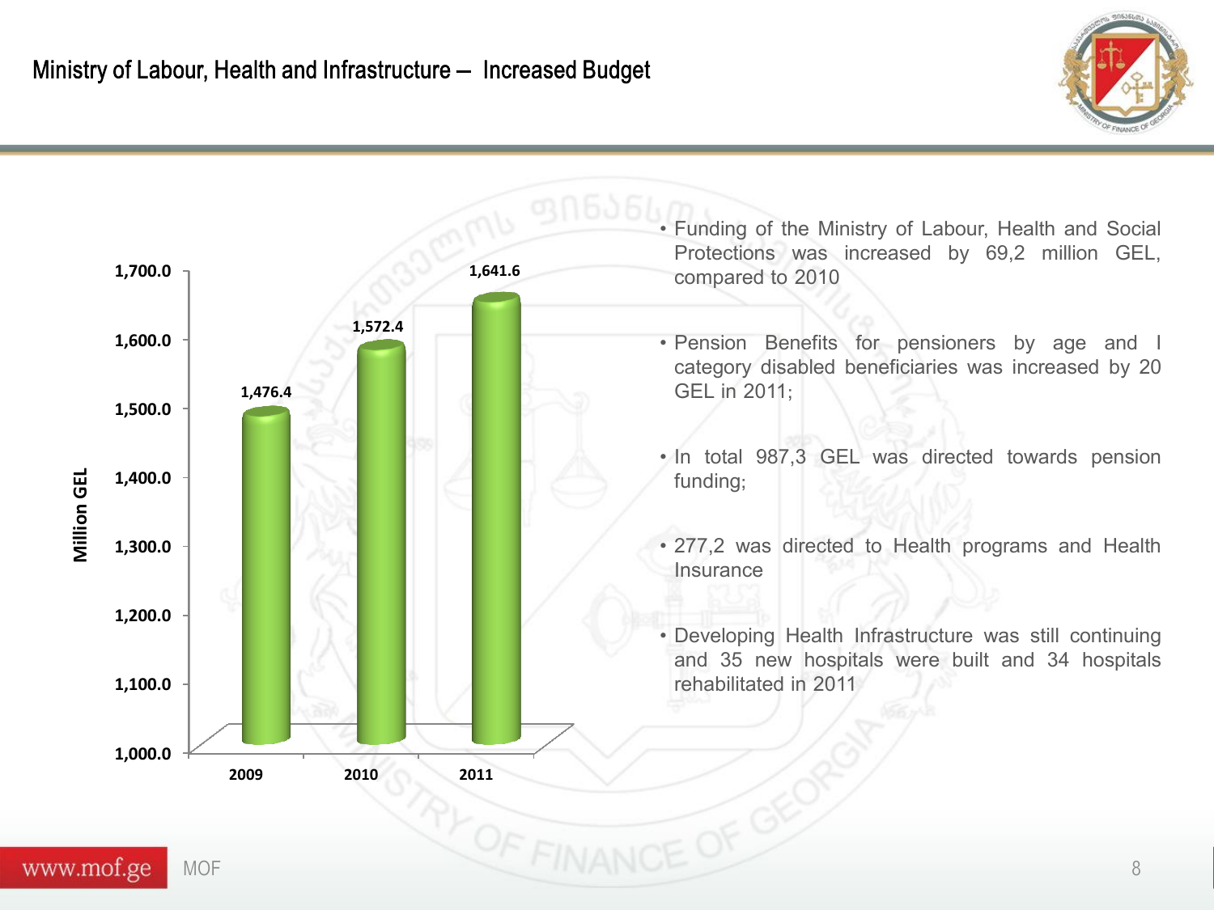# Ministry of Labour, Health and Infrastructure – Increased Budget

| Year | Million GEL |
|---|---|
| 2009 | 1,476.4 |
| 2010 | 1,572.4 |
| 2011 | 1,641.6 |

- Funding of the Ministry of Labour, Health and Social Protections was increased by 69,2 million GEL, compared to 2010
- Pension Benefits for pensioners by age and I category disabled beneficiaries was increased by 20 GEL in 2011;
- In total 987,3 GEL was directed towards pension funding;
- 277,2 was directed to Health programs and Health Insurance
- Developing Health Infrastructure was still continuing and 35 new hospitals were built and 34 hospitals rehabilitated in 2011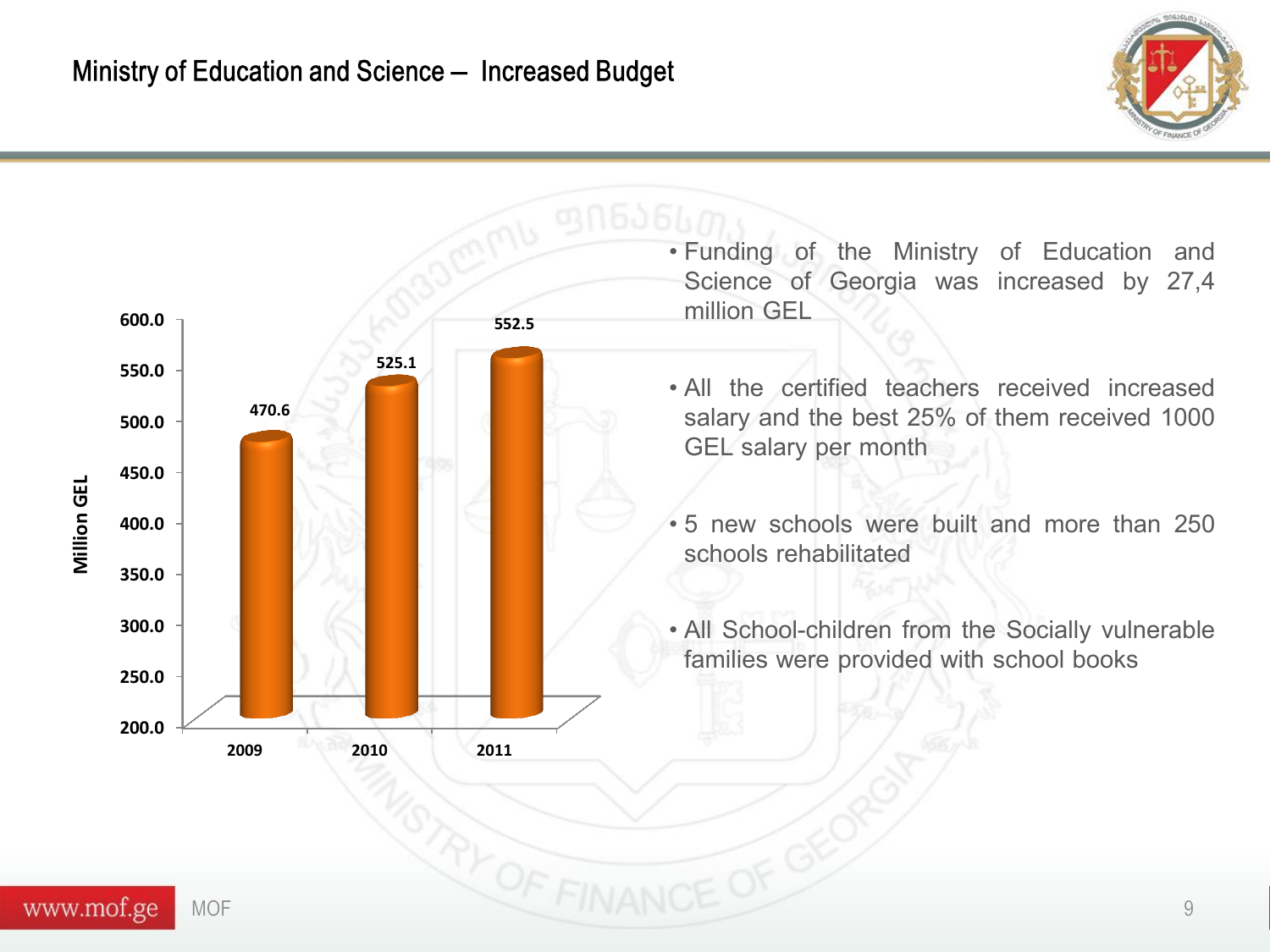# Ministry of Education and Science – Increased Budget

| Year | Million GEL |
|---|---|
| 2009 | 470.6 |
| 2010 | 525.1 |
| 2011 | 552.5 |

- Funding of the Ministry of Education and Science of Georgia was increased by 27,4 million GEL
- All the certified teachers received increased salary and the best 25% of them received 1000 GEL salary per month
- 5 new schools were built and more than 250 schools rehabilitated
- All School-children from the Socially vulnerable families were provided with school books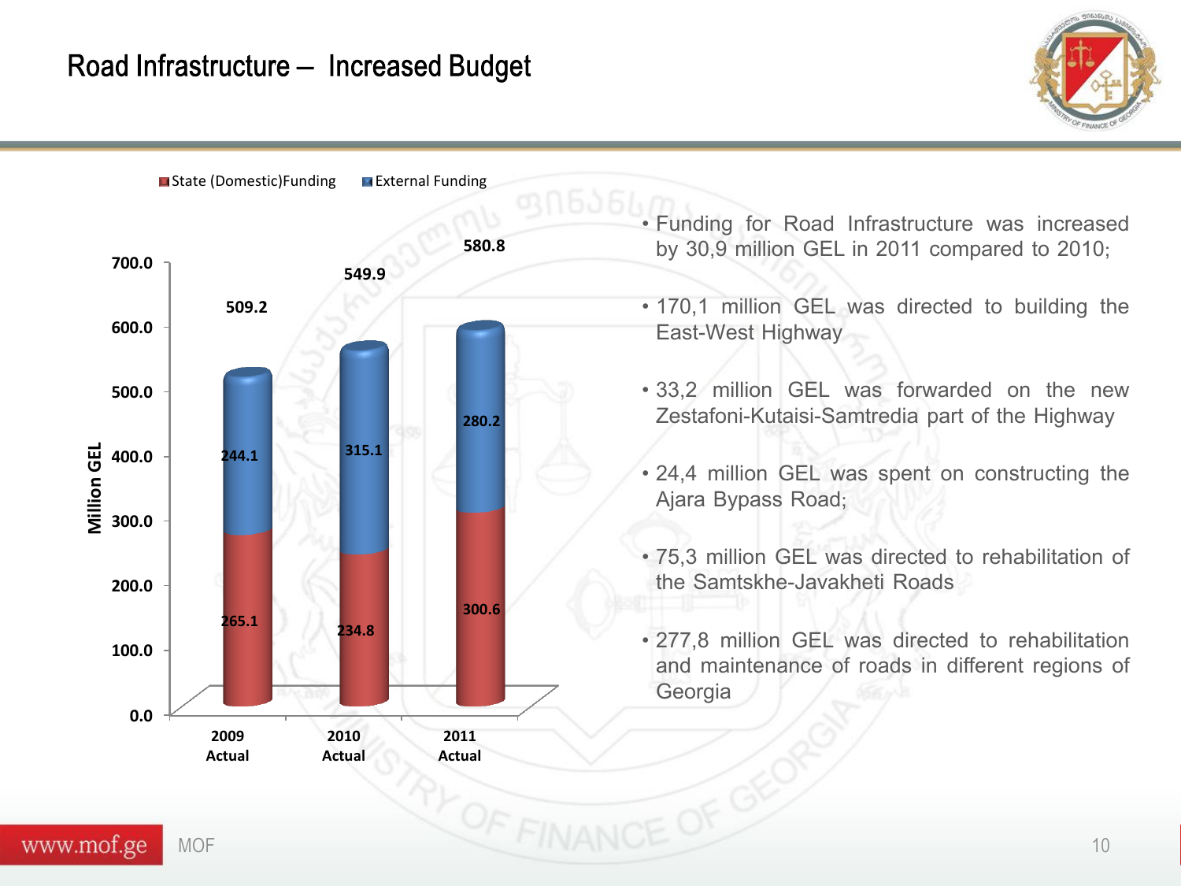# Road Infrastructure – Increased Budget

State (Domestic)Funding
External Funding

Million GEL

700.0
600.0
500.0
400.0
300.0
200.0
100.0
0.0

509.2
244.1
265.1
2009 Actual

549.9
315.1
234.8
2010 Actual

580.8
280.2
300.6
2011 Actual

- Funding for Road Infrastructure was increased by 30,9 million GEL in 2011 compared to 2010;
- 170,1 million GEL was directed to building the East-West Highway
- 33,2 million GEL was forwarded on the new Zestafoni-Kutaisi-Samtredia part of the Highway
- 24,4 million GEL was spent on constructing the Ajara Bypass Road;
- 75,3 million GEL was directed to rehabilitation of the Samtskhe-Javakheti Roads
- 277,8 million GEL was directed to rehabilitation and maintenance of roads in different regions of Georgia